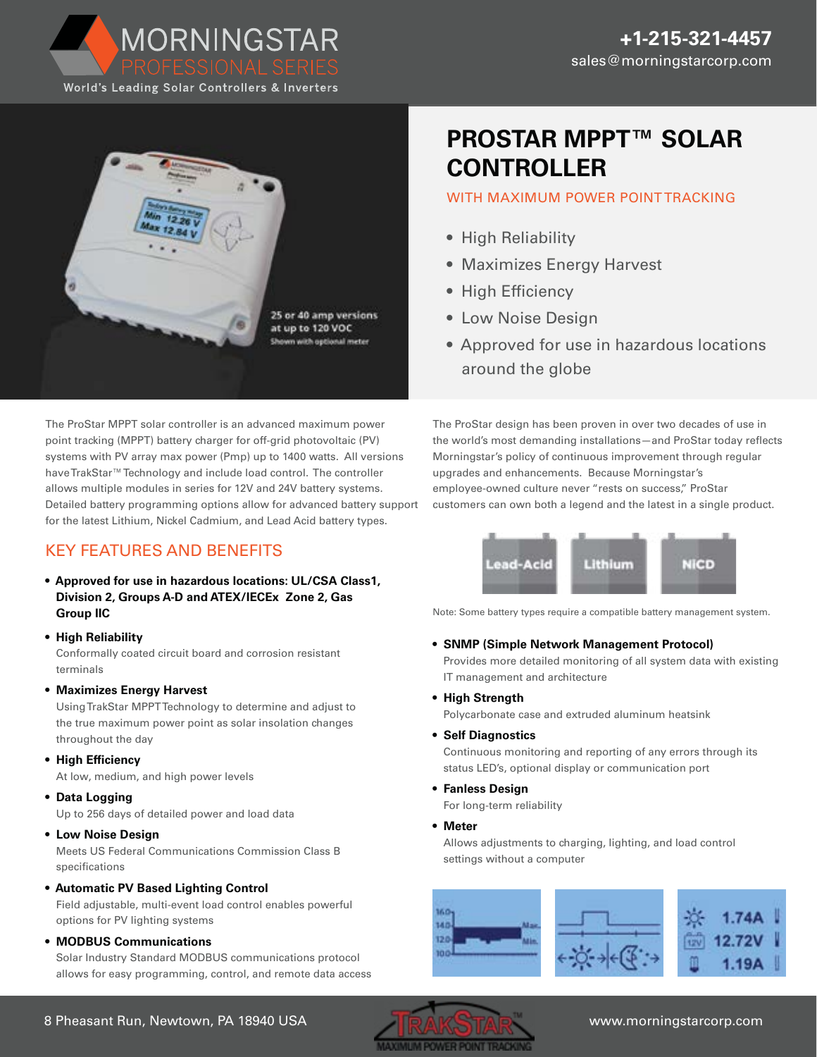# MORNINGSTAR PROFESSIONAL SERIES

World's Leading Solar Controllers & Inverters

**+1-215-321-4457**
sales@morningstarcorp.com

25 or 40 amp versions at up to 120 VOC
Shown with optional meter

# PROSTAR MPPT™ SOLAR CONTROLLER

## WITH MAXIMUM POWER POINT TRACKING

- High Reliability
- Maximizes Energy Harvest
- High Efficiency
- Low Noise Design
- Approved for use in hazardous locations around the globe

The ProStar MPPT solar controller is an advanced maximum power point tracking (MPPT) battery charger for off-grid photovoltaic (PV) systems with PV array max power (Pmp) up to 1400 watts. All versions have TrakStar™ Technology and include load control. The controller allows multiple modules in series for 12V and 24V battery systems. Detailed battery programming options allow for advanced battery support for the latest Lithium, Nickel Cadmium, and Lead Acid battery types.

## KEY FEATURES AND BENEFITS

- **Approved for use in hazardous locations: UL/CSA Class1, Division 2, Groups A-D and ATEX/IECEx Zone 2, Gas Group IIC**
- **High Reliability**
  Conformally coated circuit board and corrosion resistant terminals
- **Maximizes Energy Harvest**
  Using TrakStar MPPT Technology to determine and adjust to the true maximum power point as solar insolation changes throughout the day
- **High Efficiency**
  At low, medium, and high power levels
- **Data Logging**
  Up to 256 days of detailed power and load data
- **Low Noise Design**
  Meets US Federal Communications Commission Class B specifications
- **Automatic PV Based Lighting Control**
  Field adjustable, multi-event load control enables powerful options for PV lighting systems
- **MODBUS Communications**
  Solar Industry Standard MODBUS communications protocol allows for easy programming, control, and remote data access

The ProStar design has been proven in over two decades of use in the world's most demanding installations—and ProStar today reflects Morningstar's policy of continuous improvement through regular upgrades and enhancements. Because Morningstar's employee-owned culture never "rests on success," ProStar customers can own both a legend and the latest in a single product.

Lead-Acid | Lithium | NiCD

Note: Some battery types require a compatible battery management system.

- **SNMP (Simple Network Management Protocol)**
  Provides more detailed monitoring of all system data with existing IT management and architecture
- **High Strength**
  Polycarbonate case and extruded aluminum heatsink
- **Self Diagnostics**
  Continuous monitoring and reporting of any errors through its status LED's, optional display or communication port
- **Fanless Design**
  For long-term reliability
- **Meter**
  Allows adjustments to charging, lighting, and load control settings without a computer

8 Pheasant Run, Newtown, PA 18940 USA

TRAKSTAR™ MAXIMUM POWER POINT TRACKING

www.morningstarcorp.com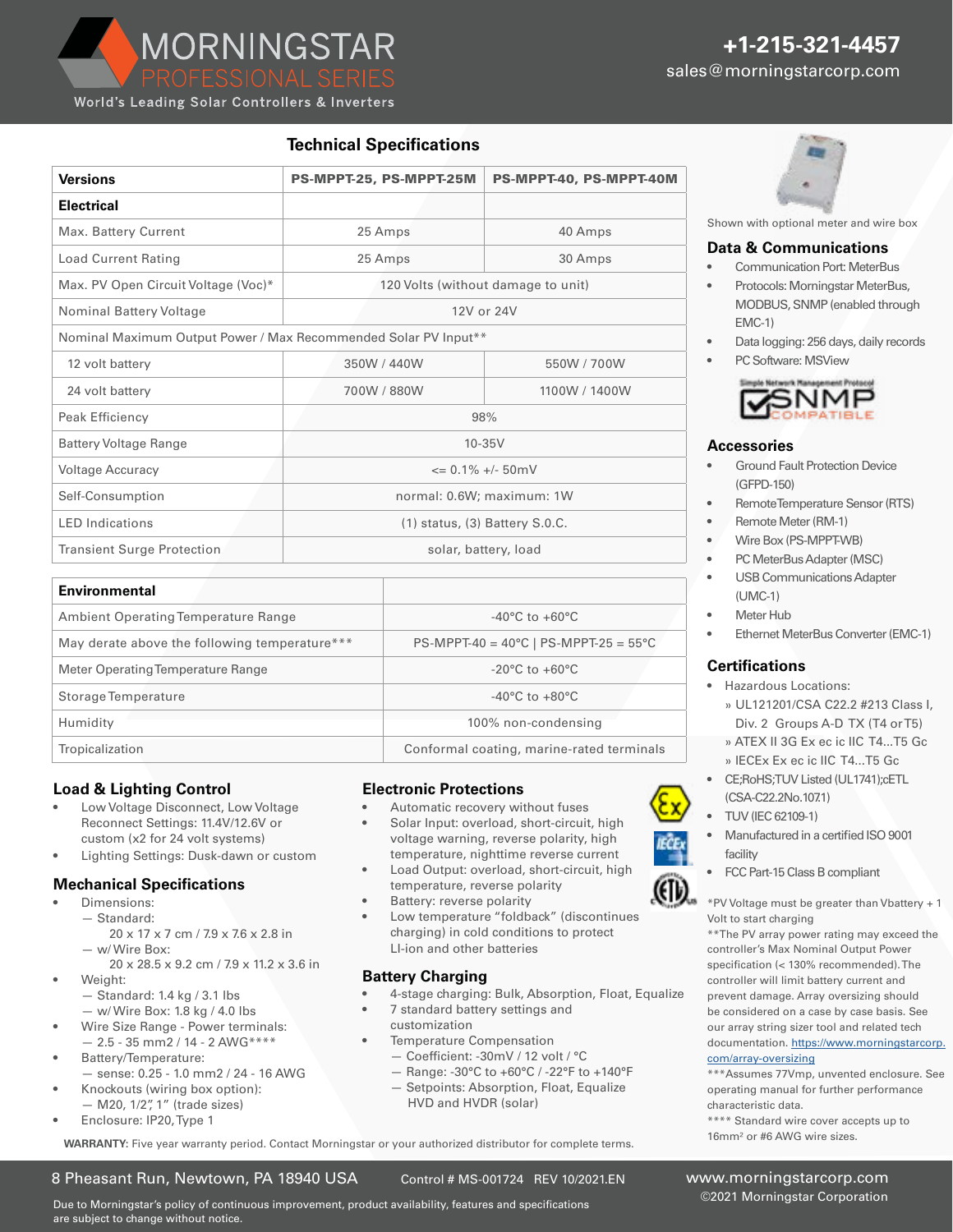## Technical Specifications

| Versions | PS-MPPT-25, PS-MPPT-25M | PS-MPPT-40, PS-MPPT-40M |
|---|---|---|
| **Electrical** | | |
| Max. Battery Current | 25 Amps | 40 Amps |
| Load Current Rating | 25 Amps | 30 Amps |
| Max. PV Open Circuit Voltage (Voc)* | 120 Volts (without damage to unit) | |
| Nominal Battery Voltage | 12V or 24V | |
| Nominal Maximum Output Power / Max Recommended Solar PV Input** | | |
| 12 volt battery | 350W / 440W | 550W / 700W |
| 24 volt battery | 700W / 880W | 1100W / 1400W |
| Peak Efficiency | 98% | |
| Battery Voltage Range | 10-35V | |
| Voltage Accuracy | <= 0.1% +/- 50mV | |
| Self-Consumption | normal: 0.6W; maximum: 1W | |
| LED Indications | (1) status, (3) Battery S.O.C. | |
| Transient Surge Protection | solar, battery, load | |

| Environmental | |
|---|---|
| Ambient Operating Temperature Range | -40°C to +60°C |
| May derate above the following temperature*** | PS-MPPT-40 = 40°C \| PS-MPPT-25 = 55°C |
| Meter Operating Temperature Range | -20°C to +60°C |
| Storage Temperature | -40°C to +80°C |
| Humidity | 100% non-condensing |
| Tropicalization | Conformal coating, marine-rated terminals |

### Load & Lighting Control

- Low Voltage Disconnect, Low Voltage Reconnect Settings: 11.4V/12.6V or custom (x2 for 24 volt systems)
- Lighting Settings: Dusk-dawn or custom

### Mechanical Specifications

- Dimensions:
  - — Standard:
    20 x 17 x 7 cm / 7.9 x 7.6 x 2.8 in
  - — w/ Wire Box:
    20 x 28.5 x 9.2 cm / 7.9 x 11.2 x 3.6 in
- Weight:
  - — Standard: 1.4 kg / 3.1 lbs
  - — w/ Wire Box: 1.8 kg / 4.0 lbs
- Wire Size Range - Power terminals:
  - — 2.5 - 35 mm2 / 14 - 2 AWG****
- Battery/Temperature:
  - — sense: 0.25 - 1.0 mm2 / 24 - 16 AWG
- Knockouts (wiring box option):
  - — M20, 1/2", 1" (trade sizes)
- Enclosure: IP20, Type 1

### Electronic Protections

- Automatic recovery without fuses
- Solar Input: overload, short-circuit, high voltage warning, reverse polarity, high temperature, nighttime reverse current
- Load Output: overload, short-circuit, high temperature, reverse polarity
- Battery: reverse polarity
- Low temperature "foldback" (discontinues charging) in cold conditions to protect LI-ion and other batteries

### Battery Charging

- 4-stage charging: Bulk, Absorption, Float, Equalize
- 7 standard battery settings and customization
- Temperature Compensation
  - — Coefficient: -30mV / 12 volt / °C
  - — Range: -30°C to +60°C / -22°F to +140°F
  - — Setpoints: Absorption, Float, Equalize HVD and HVDR (solar)

**WARRANTY:** Five year warranty period. Contact Morningstar or your authorized distributor for complete terms.

Shown with optional meter and wire box

### Data & Communications

- Communication Port: MeterBus
- Protocols: Morningstar MeterBus, MODBUS, SNMP (enabled through EMC-1)
- Data logging: 256 days, daily records
- PC Software: MSView

### Accessories

- Ground Fault Protection Device (GFPD-150)
- Remote Temperature Sensor (RTS)
- Remote Meter (RM-1)
- Wire Box (PS-MPPT-WB)
- PC MeterBus Adapter (MSC)
- USB Communications Adapter (UMC-1)
- Meter Hub
- Ethernet MeterBus Converter (EMC-1)

### Certifications

- Hazardous Locations:
  - » UL121201/CSA C22.2 #213 Class I, Div. 2 Groups A-D TX (T4 or T5)
  - » ATEX II 3G Ex ec ic IIC T4...T5 Gc
  - » IECEx Ex ec ic IIC T4...T5 Gc
- CE;RoHS;TUV Listed (UL1741);cETL (CSA-C22.2No.107.1)
- TUV (IEC 62109-1)
- Manufactured in a certified ISO 9001 facility
- FCC Part-15 Class B compliant

*PV Voltage must be greater than Vbattery + 1 Volt to start charging

**The PV array power rating may exceed the controller's Max Nominal Output Power specification (< 130% recommended). The controller will limit battery current and prevent damage. Array oversizing should be considered on a case by case basis. See our array string sizer tool and related tech documentation. https://www.morningstarcorp.com/array-oversizing

***Assumes 77Vmp, unvented enclosure. See operating manual for further performance characteristic data.

**** Standard wire cover accepts up to 16mm² or #6 AWG wire sizes.

8 Pheasant Run, Newtown, PA 18940 USA  Control # MS-001724 REV 10/2021.EN  www.morningstarcorp.com  ©2021 Morningstar Corporation

Due to Morningstar's policy of continuous improvement, product availability, features and specifications are subject to change without notice.